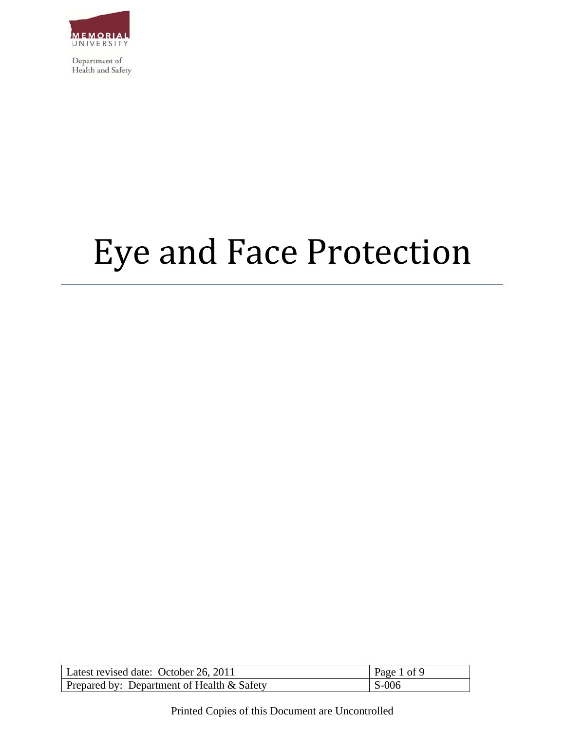Department of
Health and Safety

# Eye and Face Protection

| Latest revised date: October 26, 2011 | Page 1 of 9 |
| --- | --- |
| Prepared by: Department of Health & Safety | S-006 |

Printed Copies of this Document are Uncontrolled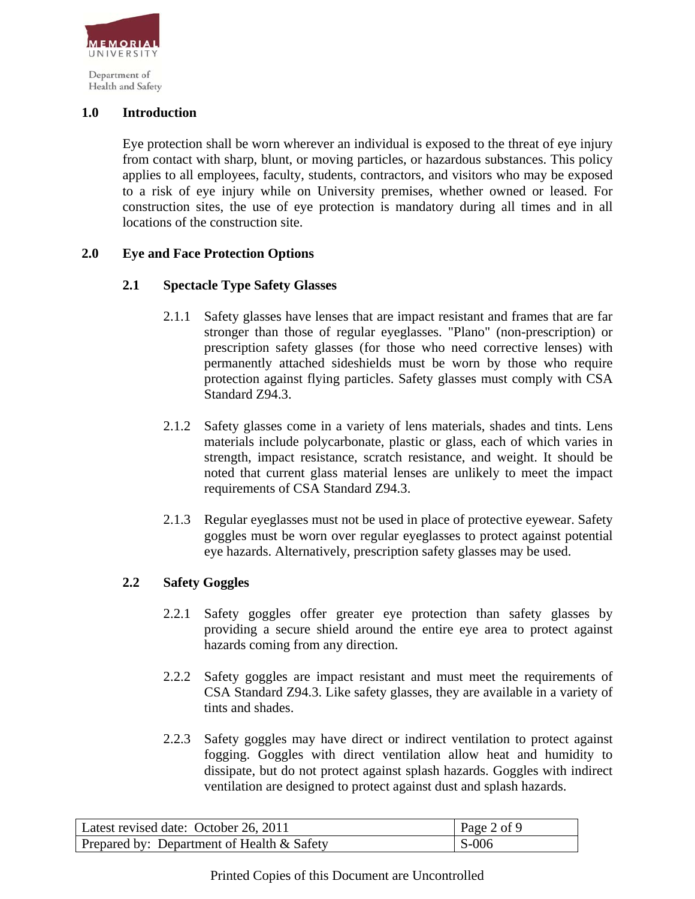## 1.0 Introduction

Eye protection shall be worn wherever an individual is exposed to the threat of eye injury from contact with sharp, blunt, or moving particles, or hazardous substances. This policy applies to all employees, faculty, students, contractors, and visitors who may be exposed to a risk of eye injury while on University premises, whether owned or leased. For construction sites, the use of eye protection is mandatory during all times and in all locations of the construction site.

## 2.0 Eye and Face Protection Options

### 2.1 Spectacle Type Safety Glasses

2.1.1 Safety glasses have lenses that are impact resistant and frames that are far stronger than those of regular eyeglasses. "Plano" (non-prescription) or prescription safety glasses (for those who need corrective lenses) with permanently attached sideshields must be worn by those who require protection against flying particles. Safety glasses must comply with CSA Standard Z94.3.

2.1.2 Safety glasses come in a variety of lens materials, shades and tints. Lens materials include polycarbonate, plastic or glass, each of which varies in strength, impact resistance, scratch resistance, and weight. It should be noted that current glass material lenses are unlikely to meet the impact requirements of CSA Standard Z94.3.

2.1.3 Regular eyeglasses must not be used in place of protective eyewear. Safety goggles must be worn over regular eyeglasses to protect against potential eye hazards. Alternatively, prescription safety glasses may be used.

### 2.2 Safety Goggles

2.2.1 Safety goggles offer greater eye protection than safety glasses by providing a secure shield around the entire eye area to protect against hazards coming from any direction.

2.2.2 Safety goggles are impact resistant and must meet the requirements of CSA Standard Z94.3. Like safety glasses, they are available in a variety of tints and shades.

2.2.3 Safety goggles may have direct or indirect ventilation to protect against fogging. Goggles with direct ventilation allow heat and humidity to dissipate, but do not protect against splash hazards. Goggles with indirect ventilation are designed to protect against dust and splash hazards.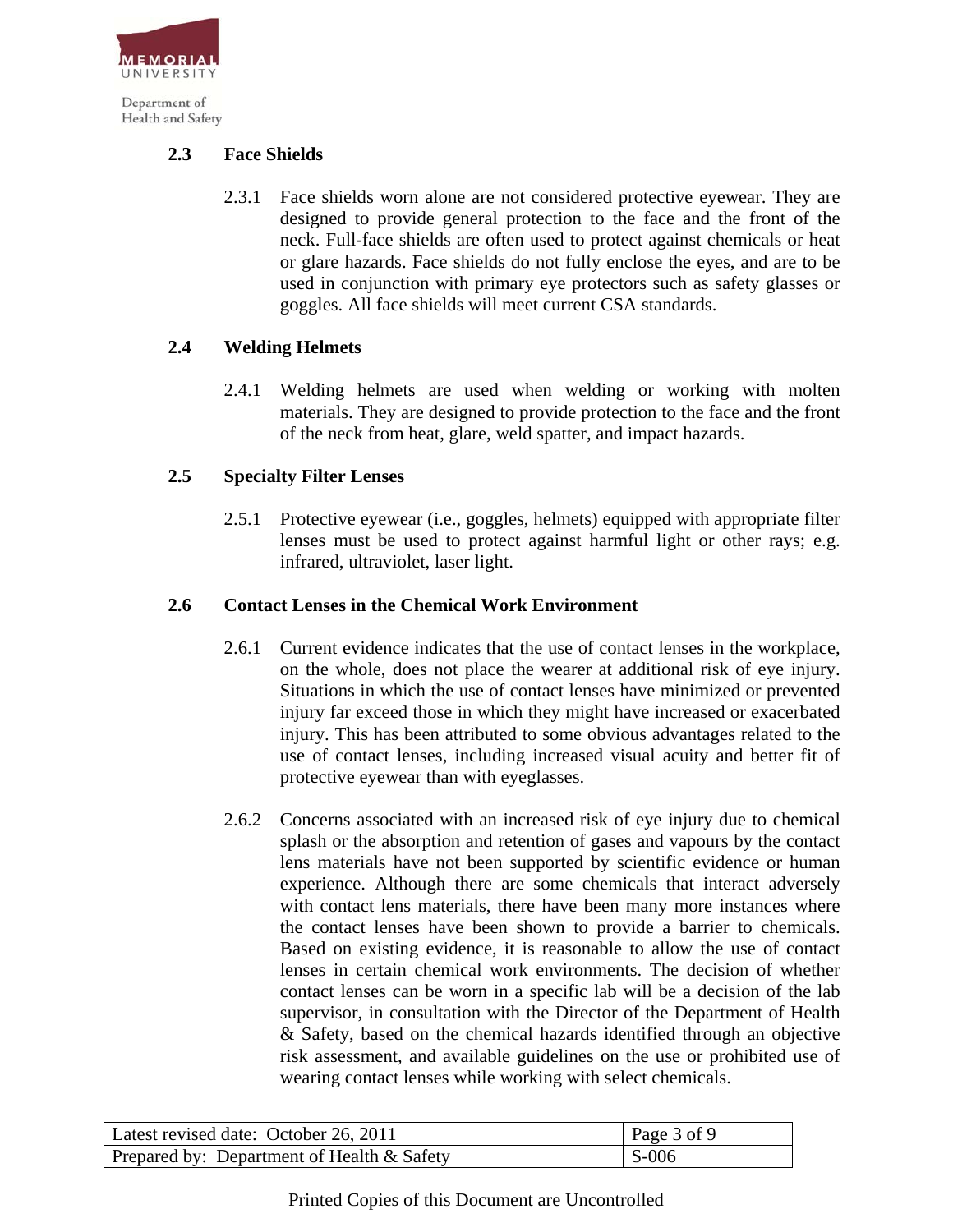## 2.3 Face Shields

2.3.1 Face shields worn alone are not considered protective eyewear. They are designed to provide general protection to the face and the front of the neck. Full-face shields are often used to protect against chemicals or heat or glare hazards. Face shields do not fully enclose the eyes, and are to be used in conjunction with primary eye protectors such as safety glasses or goggles. All face shields will meet current CSA standards.

## 2.4 Welding Helmets

2.4.1 Welding helmets are used when welding or working with molten materials. They are designed to provide protection to the face and the front of the neck from heat, glare, weld spatter, and impact hazards.

## 2.5 Specialty Filter Lenses

2.5.1 Protective eyewear (i.e., goggles, helmets) equipped with appropriate filter lenses must be used to protect against harmful light or other rays; e.g. infrared, ultraviolet, laser light.

## 2.6 Contact Lenses in the Chemical Work Environment

2.6.1 Current evidence indicates that the use of contact lenses in the workplace, on the whole, does not place the wearer at additional risk of eye injury. Situations in which the use of contact lenses have minimized or prevented injury far exceed those in which they might have increased or exacerbated injury. This has been attributed to some obvious advantages related to the use of contact lenses, including increased visual acuity and better fit of protective eyewear than with eyeglasses.

2.6.2 Concerns associated with an increased risk of eye injury due to chemical splash or the absorption and retention of gases and vapours by the contact lens materials have not been supported by scientific evidence or human experience. Although there are some chemicals that interact adversely with contact lens materials, there have been many more instances where the contact lenses have been shown to provide a barrier to chemicals. Based on existing evidence, it is reasonable to allow the use of contact lenses in certain chemical work environments. The decision of whether contact lenses can be worn in a specific lab will be a decision of the lab supervisor, in consultation with the Director of the Department of Health & Safety, based on the chemical hazards identified through an objective risk assessment, and available guidelines on the use or prohibited use of wearing contact lenses while working with select chemicals.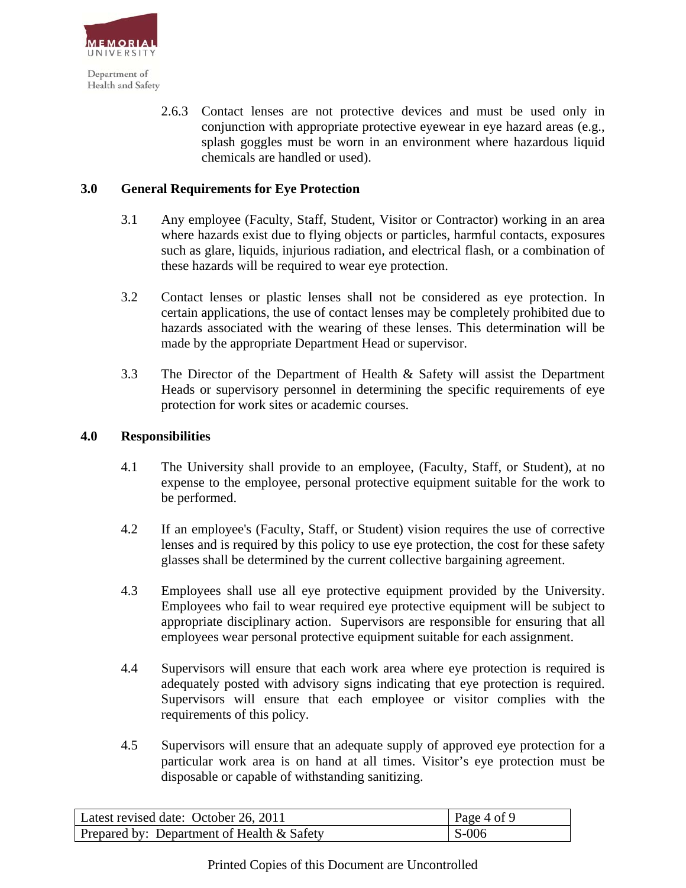2.6.3 Contact lenses are not protective devices and must be used only in conjunction with appropriate protective eyewear in eye hazard areas (e.g., splash goggles must be worn in an environment where hazardous liquid chemicals are handled or used).

## 3.0 General Requirements for Eye Protection

3.1 Any employee (Faculty, Staff, Student, Visitor or Contractor) working in an area where hazards exist due to flying objects or particles, harmful contacts, exposures such as glare, liquids, injurious radiation, and electrical flash, or a combination of these hazards will be required to wear eye protection.

3.2 Contact lenses or plastic lenses shall not be considered as eye protection. In certain applications, the use of contact lenses may be completely prohibited due to hazards associated with the wearing of these lenses. This determination will be made by the appropriate Department Head or supervisor.

3.3 The Director of the Department of Health & Safety will assist the Department Heads or supervisory personnel in determining the specific requirements of eye protection for work sites or academic courses.

## 4.0 Responsibilities

4.1 The University shall provide to an employee, (Faculty, Staff, or Student), at no expense to the employee, personal protective equipment suitable for the work to be performed.

4.2 If an employee's (Faculty, Staff, or Student) vision requires the use of corrective lenses and is required by this policy to use eye protection, the cost for these safety glasses shall be determined by the current collective bargaining agreement.

4.3 Employees shall use all eye protective equipment provided by the University. Employees who fail to wear required eye protective equipment will be subject to appropriate disciplinary action. Supervisors are responsible for ensuring that all employees wear personal protective equipment suitable for each assignment.

4.4 Supervisors will ensure that each work area where eye protection is required is adequately posted with advisory signs indicating that eye protection is required. Supervisors will ensure that each employee or visitor complies with the requirements of this policy.

4.5 Supervisors will ensure that an adequate supply of approved eye protection for a particular work area is on hand at all times. Visitor's eye protection must be disposable or capable of withstanding sanitizing.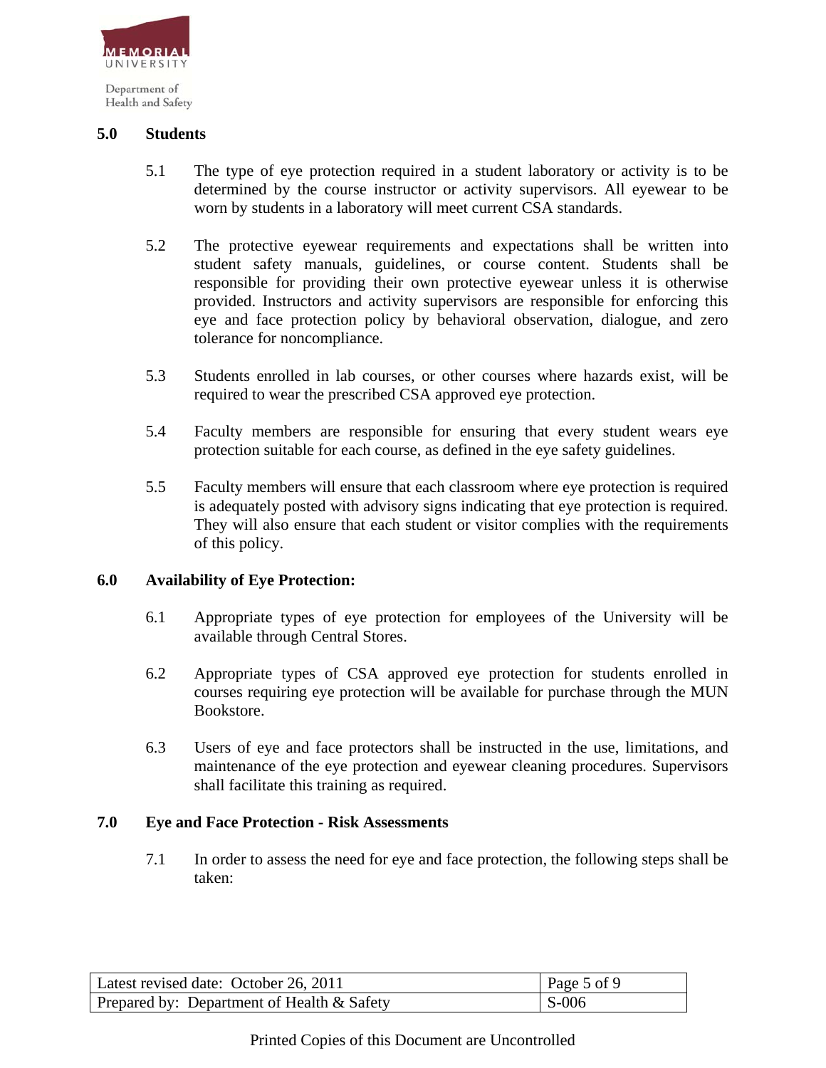## 5.0 Students

5.1 The type of eye protection required in a student laboratory or activity is to be determined by the course instructor or activity supervisors. All eyewear to be worn by students in a laboratory will meet current CSA standards.

5.2 The protective eyewear requirements and expectations shall be written into student safety manuals, guidelines, or course content. Students shall be responsible for providing their own protective eyewear unless it is otherwise provided. Instructors and activity supervisors are responsible for enforcing this eye and face protection policy by behavioral observation, dialogue, and zero tolerance for noncompliance.

5.3 Students enrolled in lab courses, or other courses where hazards exist, will be required to wear the prescribed CSA approved eye protection.

5.4 Faculty members are responsible for ensuring that every student wears eye protection suitable for each course, as defined in the eye safety guidelines.

5.5 Faculty members will ensure that each classroom where eye protection is required is adequately posted with advisory signs indicating that eye protection is required. They will also ensure that each student or visitor complies with the requirements of this policy.

## 6.0 Availability of Eye Protection:

6.1 Appropriate types of eye protection for employees of the University will be available through Central Stores.

6.2 Appropriate types of CSA approved eye protection for students enrolled in courses requiring eye protection will be available for purchase through the MUN Bookstore.

6.3 Users of eye and face protectors shall be instructed in the use, limitations, and maintenance of the eye protection and eyewear cleaning procedures. Supervisors shall facilitate this training as required.

## 7.0 Eye and Face Protection - Risk Assessments

7.1 In order to assess the need for eye and face protection, the following steps shall be taken: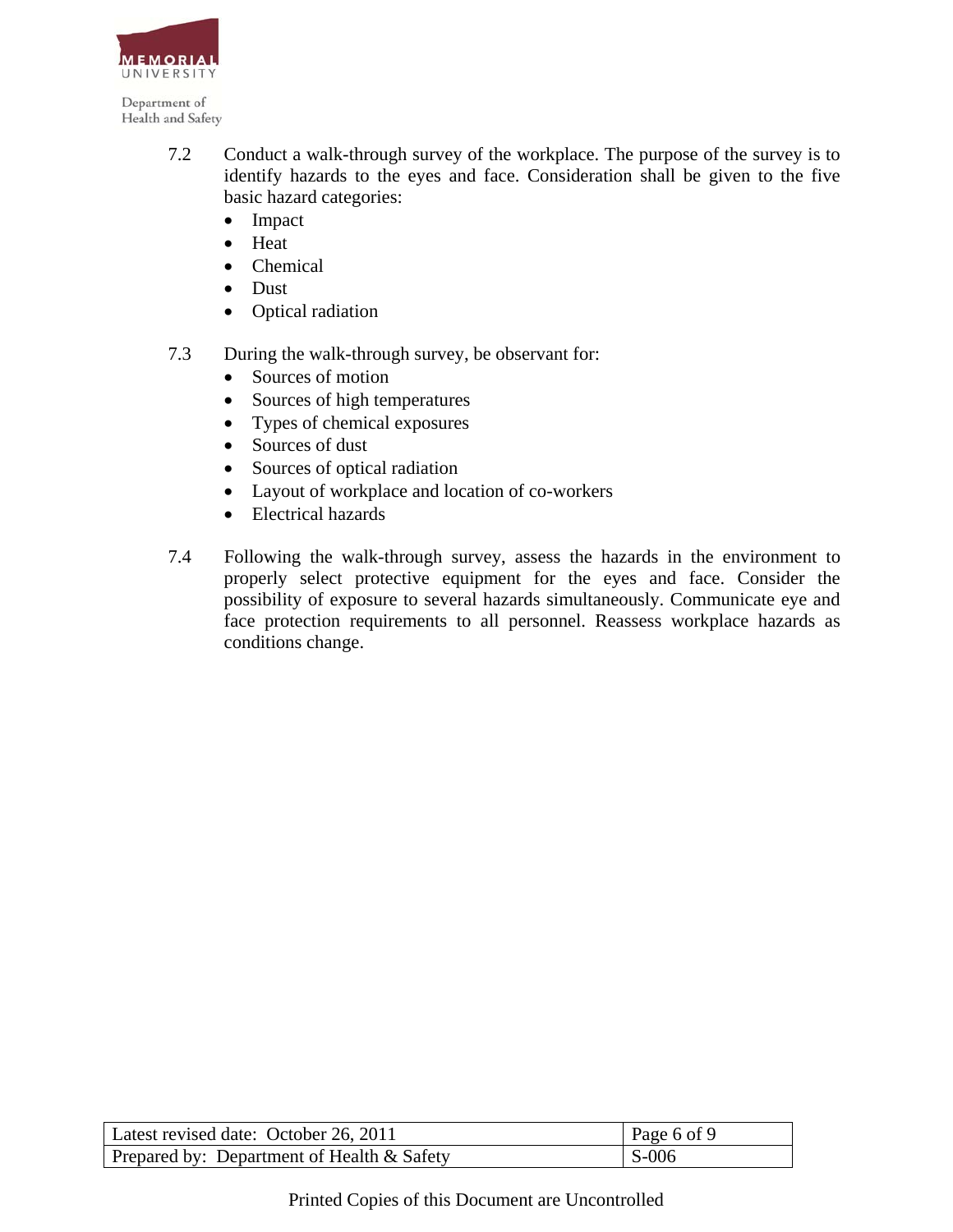7.2 Conduct a walk-through survey of the workplace. The purpose of the survey is to identify hazards to the eyes and face. Consideration shall be given to the five basic hazard categories:

- Impact
- Heat
- Chemical
- Dust
- Optical radiation

7.3 During the walk-through survey, be observant for:

- Sources of motion
- Sources of high temperatures
- Types of chemical exposures
- Sources of dust
- Sources of optical radiation
- Layout of workplace and location of co-workers
- Electrical hazards

7.4 Following the walk-through survey, assess the hazards in the environment to properly select protective equipment for the eyes and face. Consider the possibility of exposure to several hazards simultaneously. Communicate eye and face protection requirements to all personnel. Reassess workplace hazards as conditions change.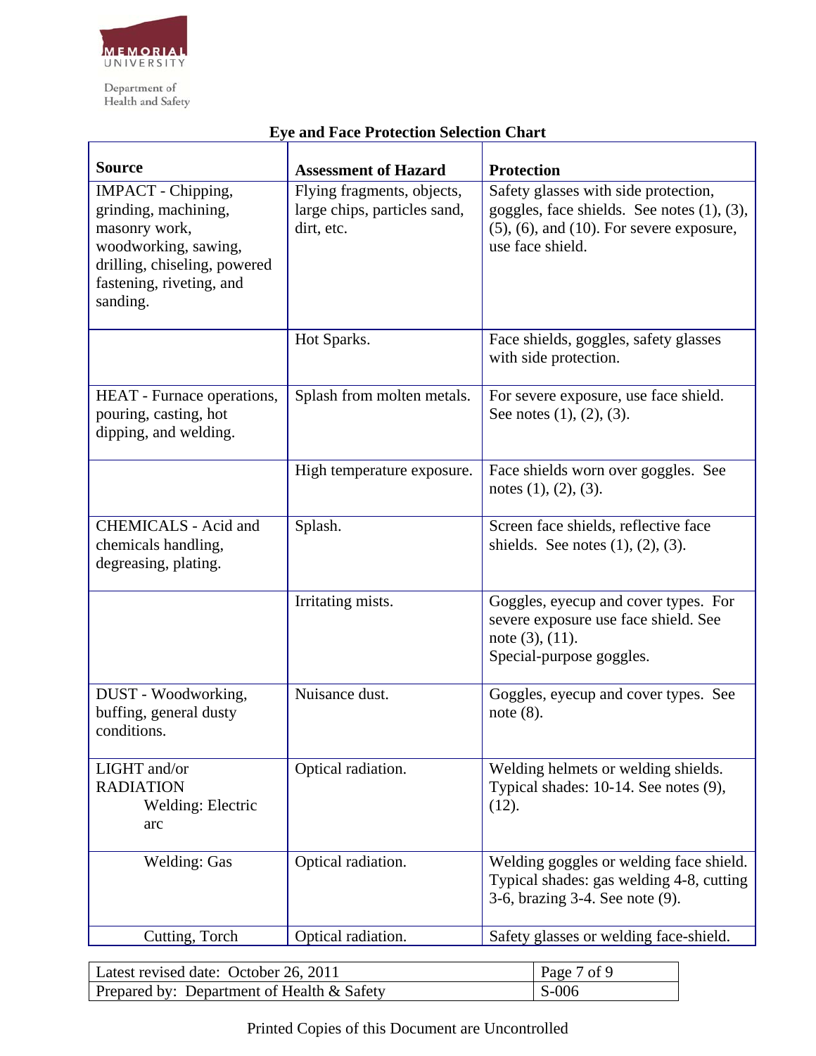Memorial University
Department of Health and Safety

## Eye and Face Protection Selection Chart

| Source | Assessment of Hazard | Protection |
|---|---|---|
| IMPACT - Chipping, grinding, machining, masonry work, woodworking, sawing, drilling, chiseling, powered fastening, riveting, and sanding. | Flying fragments, objects, large chips, particles sand, dirt, etc. | Safety glasses with side protection, goggles, face shields. See notes (1), (3), (5), (6), and (10). For severe exposure, use face shield. |
| | Hot Sparks. | Face shields, goggles, safety glasses with side protection. |
| HEAT - Furnace operations, pouring, casting, hot dipping, and welding. | Splash from molten metals. | For severe exposure, use face shield. See notes (1), (2), (3). |
| | High temperature exposure. | Face shields worn over goggles. See notes (1), (2), (3). |
| CHEMICALS - Acid and chemicals handling, degreasing, plating. | Splash. | Screen face shields, reflective face shields. See notes (1), (2), (3). |
| | Irritating mists. | Goggles, eyecup and cover types. For severe exposure use face shield. See note (3), (11). Special-purpose goggles. |
| DUST - Woodworking, buffing, general dusty conditions. | Nuisance dust. | Goggles, eyecup and cover types. See note (8). |
| LIGHT and/or RADIATION Welding: Electric arc | Optical radiation. | Welding helmets or welding shields. Typical shades: 10-14. See notes (9), (12). |
| Welding: Gas | Optical radiation. | Welding goggles or welding face shield. Typical shades: gas welding 4-8, cutting 3-6, brazing 3-4. See note (9). |
| Cutting, Torch | Optical radiation. | Safety glasses or welding face-shield. |

| | |
|---|---|
| Latest revised date: October 26, 2011 | Page 7 of 9 |
| Prepared by: Department of Health & Safety | S-006 |

Printed Copies of this Document are Uncontrolled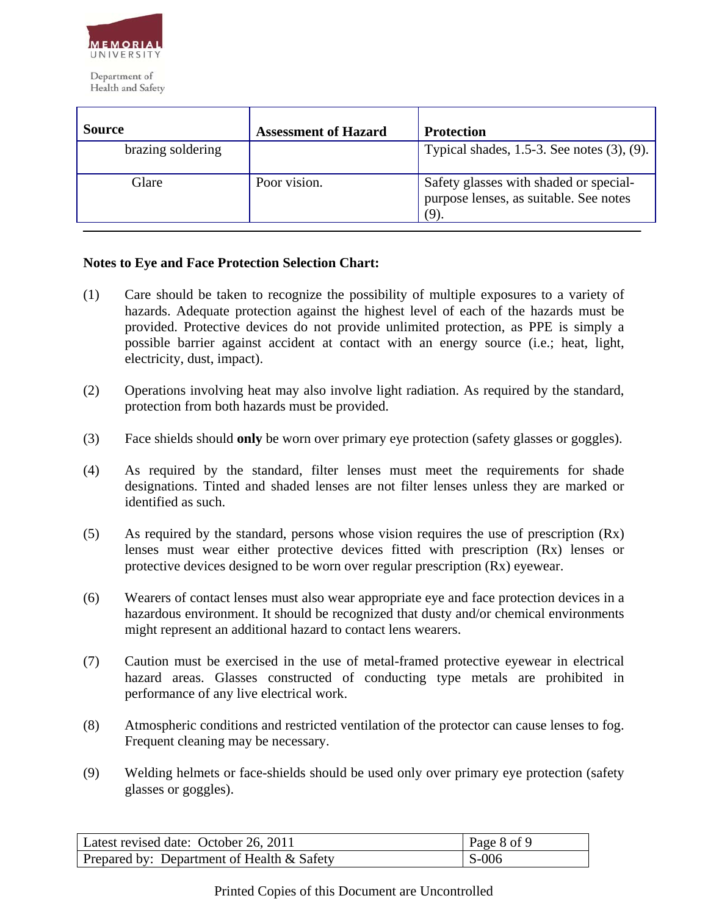| Source | Assessment of Hazard | Protection |
|---|---|---|
| brazing soldering | | Typical shades, 1.5-3. See notes (3), (9). |
| Glare | Poor vision. | Safety glasses with shaded or special-purpose lenses, as suitable. See notes (9). |

**Notes to Eye and Face Protection Selection Chart:**

(1) Care should be taken to recognize the possibility of multiple exposures to a variety of hazards. Adequate protection against the highest level of each of the hazards must be provided. Protective devices do not provide unlimited protection, as PPE is simply a possible barrier against accident at contact with an energy source (i.e.; heat, light, electricity, dust, impact).

(2) Operations involving heat may also involve light radiation. As required by the standard, protection from both hazards must be provided.

(3) Face shields should **only** be worn over primary eye protection (safety glasses or goggles).

(4) As required by the standard, filter lenses must meet the requirements for shade designations. Tinted and shaded lenses are not filter lenses unless they are marked or identified as such.

(5) As required by the standard, persons whose vision requires the use of prescription (Rx) lenses must wear either protective devices fitted with prescription (Rx) lenses or protective devices designed to be worn over regular prescription (Rx) eyewear.

(6) Wearers of contact lenses must also wear appropriate eye and face protection devices in a hazardous environment. It should be recognized that dusty and/or chemical environments might represent an additional hazard to contact lens wearers.

(7) Caution must be exercised in the use of metal-framed protective eyewear in electrical hazard areas. Glasses constructed of conducting type metals are prohibited in performance of any live electrical work.

(8) Atmospheric conditions and restricted ventilation of the protector can cause lenses to fog. Frequent cleaning may be necessary.

(9) Welding helmets or face-shields should be used only over primary eye protection (safety glasses or goggles).

| Latest revised date: October 26, 2011 | Page 8 of 9 |
|---|---|
| Prepared by: Department of Health & Safety | S-006 |

Printed Copies of this Document are Uncontrolled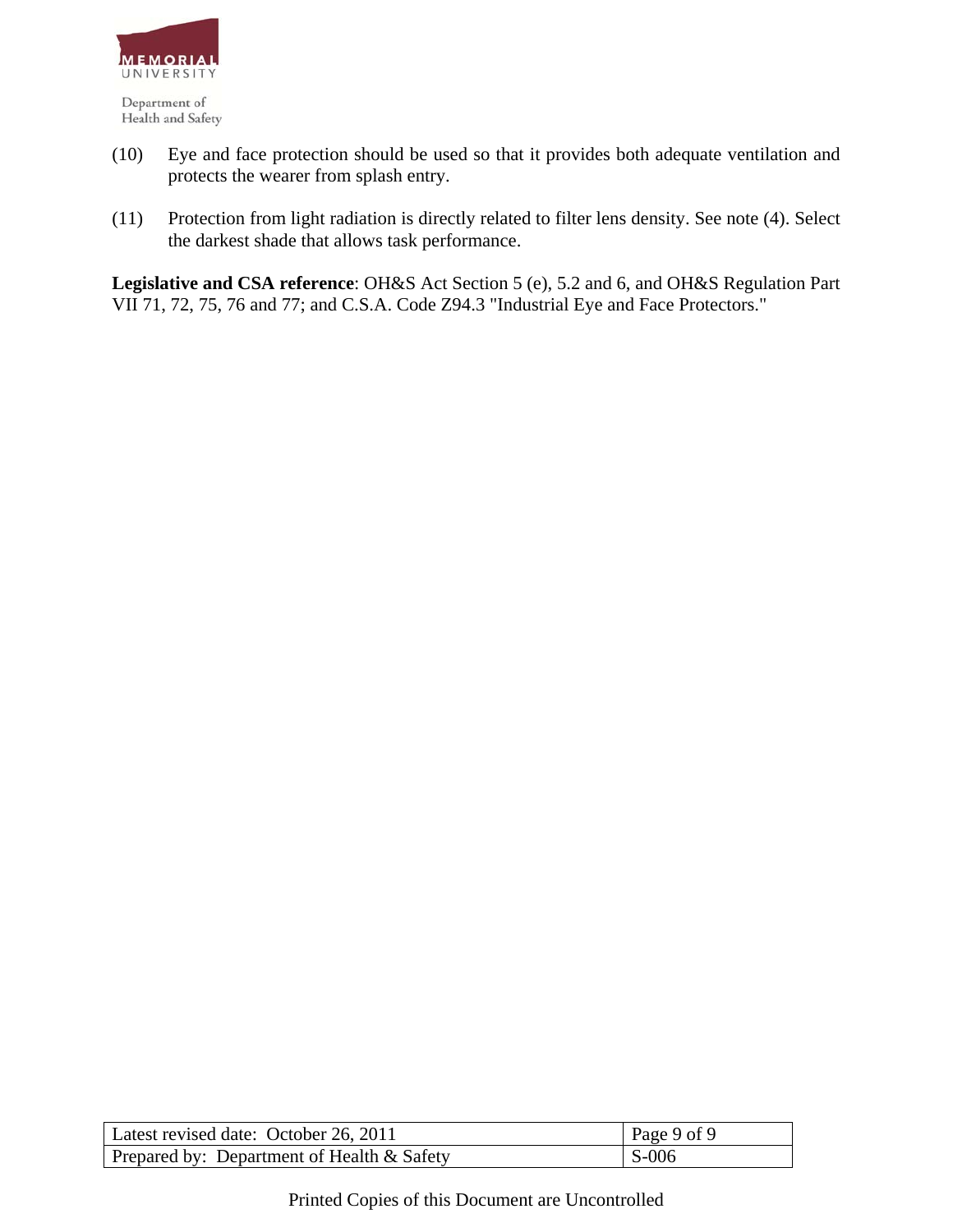(10) Eye and face protection should be used so that it provides both adequate ventilation and protects the wearer from splash entry.

(11) Protection from light radiation is directly related to filter lens density. See note (4). Select the darkest shade that allows task performance.

**Legislative and CSA reference**: OH&S Act Section 5 (e), 5.2 and 6, and OH&S Regulation Part VII 71, 72, 75, 76 and 77; and C.S.A. Code Z94.3 "Industrial Eye and Face Protectors."